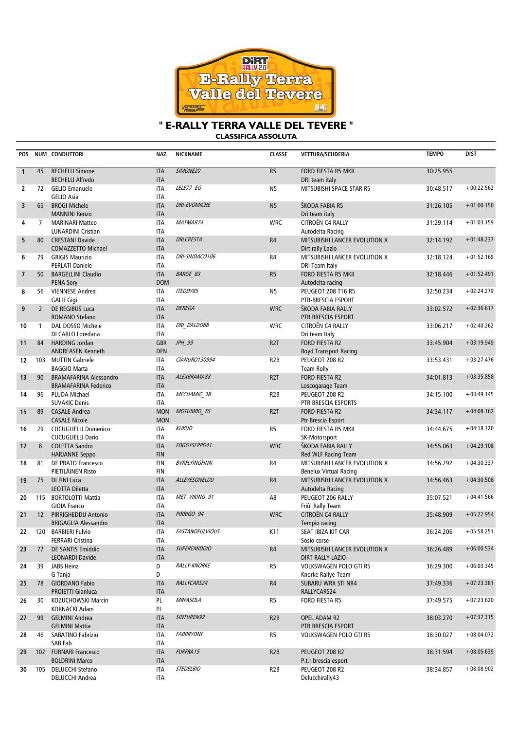# " E-RALLY TERRA VALLE DEL TEVERE "

## CLASSIFICA ASSOLUTA

| POS | NUM | CONDUTTORI | NAZ. | NICKNAME | CLASSE | VETTURA/SCUDERIA | TEMPO | DIST |
|---|---|---|---|---|---|---|---|---|
| 1 | 45 | BECHELLI Simone<br>BECHELLI Alfredo | ITA<br>ITA | *SIMONE20* | R5 | FORD FIESTA R5 MKII<br>DRI team italy | 30:25.955 | |
| 2 | 72 | GELIO Emanuele<br>GELIO Asia | ITA<br>ITA | *LELE77_EG* | N5 | MITSUBISHI SPACE STAR R5 | 30:48.517 | +00:22.562 |
| 3 | 65 | BROGI Michele<br>MANNINI Renzo | ITA<br>ITA | *DRI-EVOMICHE* | N5 | ŠKODA FABIA R5<br>Dri team italy | 31:26.105 | +01:00.150 |
| 4 | 7 | MARINARI Matteo<br>LUNARDINI Cristian | ITA<br>ITA | *MATMAR74* | WRC | CITROËN C4 RALLY<br>Autodelta Racing | 31:29.114 | +01:03.159 |
| 5 | 80 | CRESTANI Davide<br>COMAZZETTO Michael | ITA<br>ITA | *DRLCRESTA* | R4 | MITSUBISHI LANCER EVOLUTION X<br>Dirt rally Lazio | 32:14.192 | +01:48.237 |
| 6 | 79 | GRIGIS Maurizio<br>PERLATI Daniele | ITA<br>ITA | *DRI-SINDACO106* | R4 | MITSUBISHI LANCER EVOLUTION X<br>DRI Team Italy | 32:18.124 | +01:52.169 |
| 7 | 50 | BARGELLINI Claudio<br>PENA Sory | ITA<br>DOM | *BARGE_83* | R5 | FORD FIESTA R5 MKII<br>Autodelta racing | 32:18.446 | +01:52.491 |
| 8 | 56 | VIENNESE Andrea<br>GALLI Gigi | ITA<br>ITA | *ITEDDY85* | N5 | PEUGEOT 208 T16 R5<br>PTR-BRESCIA ESPORT | 32:50.234 | +02:24.279 |
| 9 | 2 | DE REGIBUS Luca<br>ROMANO Stefano | ITA<br>ITA | *DEREGA* | WRC | ŠKODA FABIA RALLY<br>PTR BRESCIA ESPORT | 33:02.572 | +02:36.617 |
| 10 | 1 | DAL DOSSO Michele<br>DI CARLO Loredana | ITA<br>ITA | *DRI_DALDO88* | WRC | CITROËN C4 RALLY<br>Dri team Italy | 33:06.217 | +02:40.262 |
| 11 | 84 | HARDING Jordan<br>ANDREASEN Kenneth | GBR<br>DEN | *JPH_99* | R2T | FORD FIESTA R2<br>Boyd Transport Racing | 33:45.904 | +03:19.949 |
| 12 | 103 | MUTTIN Gabriele<br>BAGGIO Marta | ITA<br>ITA | *CIANURO130994* | R2B | PEUGEOT 208 R2<br>Team Rolly | 33:53.431 | +03:27.476 |
| 13 | 90 | BRAMAFARINA Alessandro<br>BRAMAFARINA Federico | ITA<br>ITA | *ALEXBRAMA88* | R2T | FORD FIESTA R2<br>Loscogarage Team | 34:01.813 | +03:35.858 |
| 14 | 96 | PLUDA Michael<br>SUVAKIC Denis | ITA<br>ITA | *MECHAMIC_38* | R2B | PEUGEOT 208 R2<br>PTR BRESCIA ESPORTS | 34:15.100 | +03:49.145 |
| 15 | 89 | CASALE Andrea<br>CASALE Nicole | MON<br>MON | *MOTUMBO_76* | R2T | FORD FIESTA R2<br>Ptr Brescia Esport | 34:34.117 | +04:08.162 |
| 16 | 29 | CUCUGLIELLI Domenico<br>CUCUGLIELLI Dario | ITA<br>ITA | *KUKUD* | R5 | FORD FIESTA R5 MKII<br>SK-Motorsport | 34:44.675 | +04:18.720 |
| 17 | 8 | COLETTA Sandro<br>HARJANNE Seppo | ITA<br>FIN | *FOGGYSEPPO41* | WRC | ŠKODA FABIA RALLY<br>Red WLF Racing Team | 34:55.063 | +04:29.108 |
| 18 | 81 | DE PRATO Francesco<br>PIETILÄINEN Risto | FIN<br>FIN | *BVRFLYINGFINN* | R4 | MITSUBISHI LANCER EVOLUTION X<br>Benelux Virtual Racing | 34:56.292 | +04:30.337 |
| 19 | 75 | DI FINI Luca<br>LEOTTA Diletta | ITA<br>ITA | *ALLEYESONELUU* | R4 | MITSUBISHI LANCER EVOLUTION X<br>Autodelta Racing | 34:56.463 | +04:30.508 |
| 20 | 115 | BORTOLOTTI Mattia<br>GIOIA Franco | ITA<br>ITA | *MET_VIKING_91* | A8 | PEUGEOT 206 RALLY<br>Friûl Rally Team | 35:07.521 | +04:41.566 |
| 21 | 12 | PIRRIGHEDDU Antonio<br>BRIGAGLIA Alessandro | ITA<br>ITA | *PIRRIGO_94* | WRC | CITROËN C4 RALLY<br>Tempio racing | 35:48.909 | +05:22.954 |
| 22 | 120 | BARBIERI Fulvio<br>FERRARI Cristina | ITA<br>ITA | *FASTANDFULVIOUS* | K11 | SEAT IBIZA KIT CAR<br>Sosio corse | 36:24.206 | +05:58.251 |
| 23 | 77 | DE SANTIS Emiddio<br>LEONARDI Davide | ITA<br>ITA | *SUPEREMIDDIO* | R4 | MITSUBISHI LANCER EVOLUTION X<br>DIRT RALLY LAZIO | 36:26.489 | +06:00.534 |
| 24 | 39 | JABS Heinz<br>G Tanja | D<br>D | *RALLY-KNORKE* | R5 | VOLKSWAGEN POLO GTI R5<br>Knorke Rallye-Team | 36:29.300 | +06:03.345 |
| 25 | 78 | GIORDANO Fabio<br>PROIETTI Gianluca | ITA<br>ITA | *RALLYCARS24* | R4 | SUBARU WRX STI NR4<br>RALLYCARS24 | 37:49.336 | +07:23.381 |
| 26 | 30 | KOŻUCHOWSKI Marcin<br>KORNACKI Adam | PL<br>PL | *MRFASOLA* | R5 | FORD FIESTA R5 | 37:49.575 | +07:23.620 |
| 27 | 99 | GELMINI Andrea<br>GELMINI Mattia | ITA<br>ITA | *SINTUREN92* | R2B | OPEL ADAM R2<br>PTR BRESCIA ESPORT | 38:03.270 | +07:37.315 |
| 28 | 46 | SABATINO Fabrizio<br>SAB Fab | ITA<br>ITA | *FABBRYONE* | R5 | VOLKSWAGEN POLO GTI R5 | 38:30.027 | +08:04.072 |
| 29 | 102 | FURNARI Francesco<br>BOLDRINI Marco | ITA<br>ITA | *FURFRA15* | R2B | PEUGEOT 208 R2<br>P.t.r.brescia esport | 38:31.594 | +08:05.639 |
| 30 | 105 | DELUCCHI Stefano<br>DELUCCHI Andrea | ITA<br>ITA | *STEDELBIO* | R2B | PEUGEOT 208 R2<br>Delucchirally43 | 38:34.857 | +08:08.902 |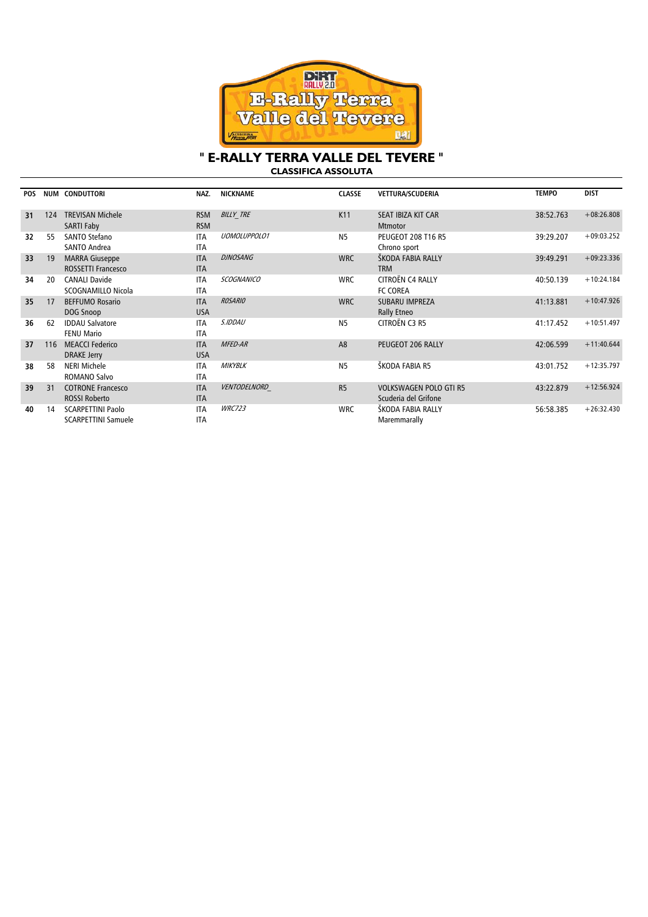# " E-RALLY TERRA VALLE DEL TEVERE "

## CLASSIFICA ASSOLUTA

| POS | NUM | CONDUTTORI | NAZ. | NICKNAME | CLASSE | VETTURA/SCUDERIA | TEMPO | DIST |
|---|---|---|---|---|---|---|---|---|
| **31** | 124 | TREVISAN Michele<br>SARTI Faby | RSM<br>RSM | *BILLY_TRE* | K11 | SEAT IBIZA KIT CAR<br>Mtmotor | 38:52.763 | +08:26.808 |
| **32** | 55 | SANTO Stefano<br>SANTO Andrea | ITA<br>ITA | *UOMOLUPPOLO1* | N5 | PEUGEOT 208 T16 R5<br>Chrono sport | 39:29.207 | +09:03.252 |
| **33** | 19 | MARRA Giuseppe<br>ROSSETTI Francesco | ITA<br>ITA | *DJNOSANG* | WRC | ŠKODA FABIA RALLY<br>TRM | 39:49.291 | +09:23.336 |
| **34** | 20 | CANALI Davide<br>SCOGNAMILLO Nicola | ITA<br>ITA | *SCOGNANICO* | WRC | CITROËN C4 RALLY<br>FC COREA | 40:50.139 | +10:24.184 |
| **35** | 17 | BEFFUMO Rosario<br>DOG Snoop | ITA<br>USA | *ROSARIO* | WRC | SUBARU IMPREZA<br>Rally Etneo | 41:13.881 | +10:47.926 |
| **36** | 62 | IDDAU Salvatore<br>FENU Mario | ITA<br>ITA | *S.IDDAU* | N5 | CITROËN C3 R5 | 41:17.452 | +10:51.497 |
| **37** | 116 | MEACCI Federico<br>DRAKE Jerry | ITA<br>USA | *MFED-AR* | A8 | PEUGEOT 206 RALLY | 42:06.599 | +11:40.644 |
| **38** | 58 | NERI Michele<br>ROMANO Salvo | ITA<br>ITA | *MIKYBLK* | N5 | ŠKODA FABIA R5 | 43:01.752 | +12:35.797 |
| **39** | 31 | COTRONE Francesco<br>ROSSI Roberto | ITA<br>ITA | *VENTODELNORD_* | R5 | VOLKSWAGEN POLO GTI R5<br>Scuderia del Grifone | 43:22.879 | +12:56.924 |
| **40** | 14 | SCARPETTINI Paolo<br>SCARPETTINI Samuele | ITA<br>ITA | *WRC723* | WRC | ŠKODA FABIA RALLY<br>Maremmarally | 56:58.385 | +26:32.430 |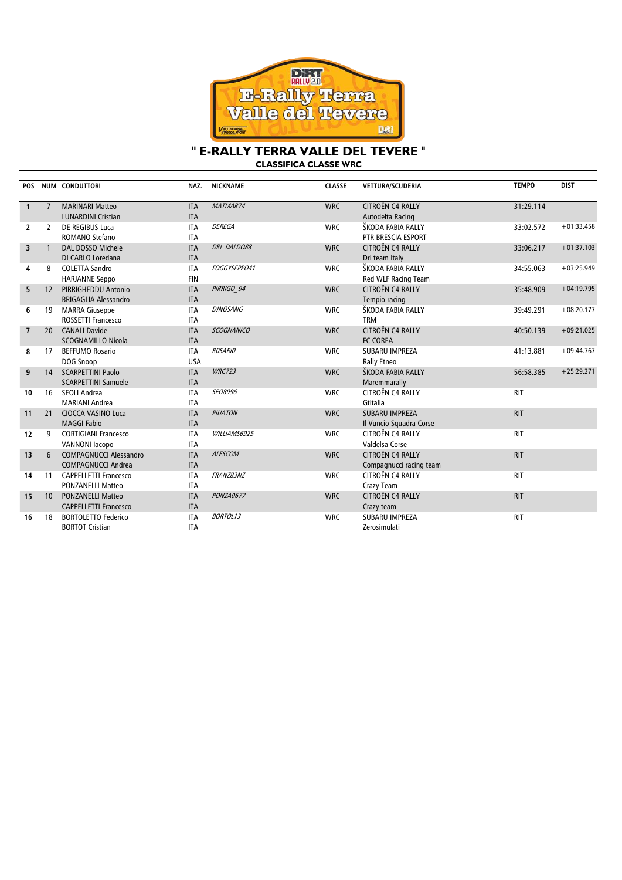# " E-RALLY TERRA VALLE DEL TEVERE "

## CLASSIFICA CLASSE WRC

| POS | NUM | CONDUTTORI | NAZ. | NICKNAME | CLASSE | VETTURA/SCUDERIA | TEMPO | DIST |
|---|---|---|---|---|---|---|---|---|
| 1 | 7 | MARINARI Matteo<br>LUNARDINI Cristian | ITA<br>ITA | *MATMAR74* | WRC | CITROËN C4 RALLY<br>Autodelta Racing | 31:29.114 | |
| 2 | 2 | DE REGIBUS Luca<br>ROMANO Stefano | ITA<br>ITA | *DEREGA* | WRC | ŠKODA FABIA RALLY<br>PTR BRESCIA ESPORT | 33:02.572 | +01:33.458 |
| 3 | 1 | DAL DOSSO Michele<br>DI CARLO Loredana | ITA<br>ITA | *DRI_DALDO88* | WRC | CITROËN C4 RALLY<br>Dri team Italy | 33:06.217 | +01:37.103 |
| 4 | 8 | COLETTA Sandro<br>HARJANNE Seppo | ITA<br>FIN | *FOGGYSEPPO41* | WRC | ŠKODA FABIA RALLY<br>Red WLF Racing Team | 34:55.063 | +03:25.949 |
| 5 | 12 | PIRRIGHEDDU Antonio<br>BRIGAGLIA Alessandro | ITA<br>ITA | *PIRRIGO_94* | WRC | CITROËN C4 RALLY<br>Tempio racing | 35:48.909 | +04:19.795 |
| 6 | 19 | MARRA Giuseppe<br>ROSSETTI Francesco | ITA<br>ITA | *DJNOSANG* | WRC | ŠKODA FABIA RALLY<br>TRM | 39:49.291 | +08:20.177 |
| 7 | 20 | CANALI Davide<br>SCOGNAMILLO Nicola | ITA<br>ITA | *SCOGNANICO* | WRC | CITROËN C4 RALLY<br>FC COREA | 40:50.139 | +09:21.025 |
| 8 | 17 | BEFFUMO Rosario<br>DOG Snoop | ITA<br>USA | *ROSARIO* | WRC | SUBARU IMPREZA<br>Rally Etneo | 41:13.881 | +09:44.767 |
| 9 | 14 | SCARPETTINI Paolo<br>SCARPETTINI Samuele | ITA<br>ITA | *WRC723* | WRC | ŠKODA FABIA RALLY<br>Maremmarally | 56:58.385 | +25:29.271 |
| 10 | 16 | SEOLI Andrea<br>MARIANI Andrea | ITA<br>ITA | *SEO8996* | WRC | CITROËN C4 RALLY<br>Gtitalia | RIT | |
| 11 | 21 | CIOCCA VASINO Luca<br>MAGGI Fabio | ITA<br>ITA | *PIUATON* | WRC | SUBARU IMPREZA<br>Il Vuncio Squadra Corse | RIT | |
| 12 | 9 | CORTIGIANI Francesco<br>VANNONI Iacopo | ITA<br>ITA | *WILLIAMS6925* | WRC | CITROËN C4 RALLY<br>Valdelsa Corse | RIT | |
| 13 | 6 | COMPAGNUCCI Alessandro<br>COMPAGNUCCI Andrea | ITA<br>ITA | *ALESCOM* | WRC | CITROËN C4 RALLY<br>Compagnucci racing team | RIT | |
| 14 | 11 | CAPPELLETTI Francesco<br>PONZANELLI Matteo | ITA<br>ITA | *FRANZ83NZ* | WRC | CITROËN C4 RALLY<br>Crazy Team | RIT | |
| 15 | 10 | PONZANELLI Matteo<br>CAPPELLETTI Francesco | ITA<br>ITA | *PONZA0677* | WRC | CITROËN C4 RALLY<br>Crazy team | RIT | |
| 16 | 18 | BORTOLETTO Federico<br>BORTOT Cristian | ITA<br>ITA | *BORTOL13* | WRC | SUBARU IMPREZA<br>Zerosimulati | RIT | |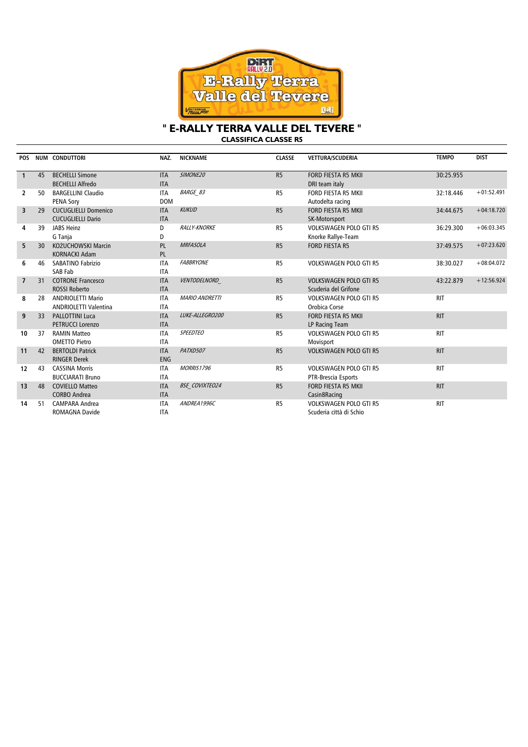# " E-RALLY TERRA VALLE DEL TEVERE "

## CLASSIFICA CLASSE R5

| POS | NUM | CONDUTTORI | NAZ. | NICKNAME | CLASSE | VETTURA/SCUDERIA | TEMPO | DIST |
|---|---|---|---|---|---|---|---|---|
| 1 | 45 | BECHELLI Simone<br>BECHELLI Alfredo | ITA<br>ITA | *SIMONE20* | R5 | FORD FIESTA R5 MKII<br>DRI team italy | 30:25.955 | |
| 2 | 50 | BARGELLINI Claudio<br>PENA Sory | ITA<br>DOM | *BARGE_83* | R5 | FORD FIESTA R5 MKII<br>Autodelta racing | 32:18.446 | +01:52.491 |
| 3 | 29 | CUCUGLIELLI Domenico<br>CUCUGLIELLI Dario | ITA<br>ITA | *KUKUD* | R5 | FORD FIESTA R5 MKII<br>SK-Motorsport | 34:44.675 | +04:18.720 |
| 4 | 39 | JABS Heinz<br>G Tanja | D<br>D | *RALLY-KNORKE* | R5 | VOLKSWAGEN POLO GTI R5<br>Knorke Rallye-Team | 36:29.300 | +06:03.345 |
| 5 | 30 | KOŻUCHOWSKI Marcin<br>KORNACKI Adam | PL<br>PL | *MRFASOLA* | R5 | FORD FIESTA R5 | 37:49.575 | +07:23.620 |
| 6 | 46 | SABATINO Fabrizio<br>SAB Fab | ITA<br>ITA | *FABBRYONE* | R5 | VOLKSWAGEN POLO GTI R5 | 38:30.027 | +08:04.072 |
| 7 | 31 | COTRONE Francesco<br>ROSSI Roberto | ITA<br>ITA | *VENTODELNORD_* | R5 | VOLKSWAGEN POLO GTI R5<br>Scuderia del Grifone | 43:22.879 | +12:56.924 |
| 8 | 28 | ANDRIOLETTI Mario<br>ANDRIOLETTI Valentina | ITA<br>ITA | *MARIO ANDRETTI* | R5 | VOLKSWAGEN POLO GTI R5<br>Orobica Corse | RIT | |
| 9 | 33 | PALLOTTINI Luca<br>PETRUCCI Lorenzo | ITA<br>ITA | *LUKE-ALLEGRO200* | R5 | FORD FIESTA R5 MKII<br>LP Racing Team | RIT | |
| 10 | 37 | RAMIN Matteo<br>OMETTO Pietro | ITA<br>ITA | *SPEEDTEO* | R5 | VOLKSWAGEN POLO GTI R5<br>Movisport | RIT | |
| 11 | 42 | BERTOLDI Patrick<br>RINGER Derek | ITA<br>ENG | *PATXD507* | R5 | VOLKSWAGEN POLO GTI R5 | RIT | |
| 12 | 43 | CASSINA Morris<br>BUCCIARATI Bruno | ITA<br>ITA | *MORRIS1796* | R5 | VOLKSWAGEN POLO GTI R5<br>PTR-Brescia Esports | RIT | |
| 13 | 48 | COVIELLO Matteo<br>CORBO Andrea | ITA<br>ITA | *BSE_COVIXTEO24* | R5 | FORD FIESTA R5 MKII<br>Casin8Racing | RIT | |
| 14 | 51 | CAMPARA Andrea<br>ROMAGNA Davide | ITA<br>ITA | *ANDREA1996C* | R5 | VOLKSWAGEN POLO GTI R5<br>Scuderia città di Schio | RIT | |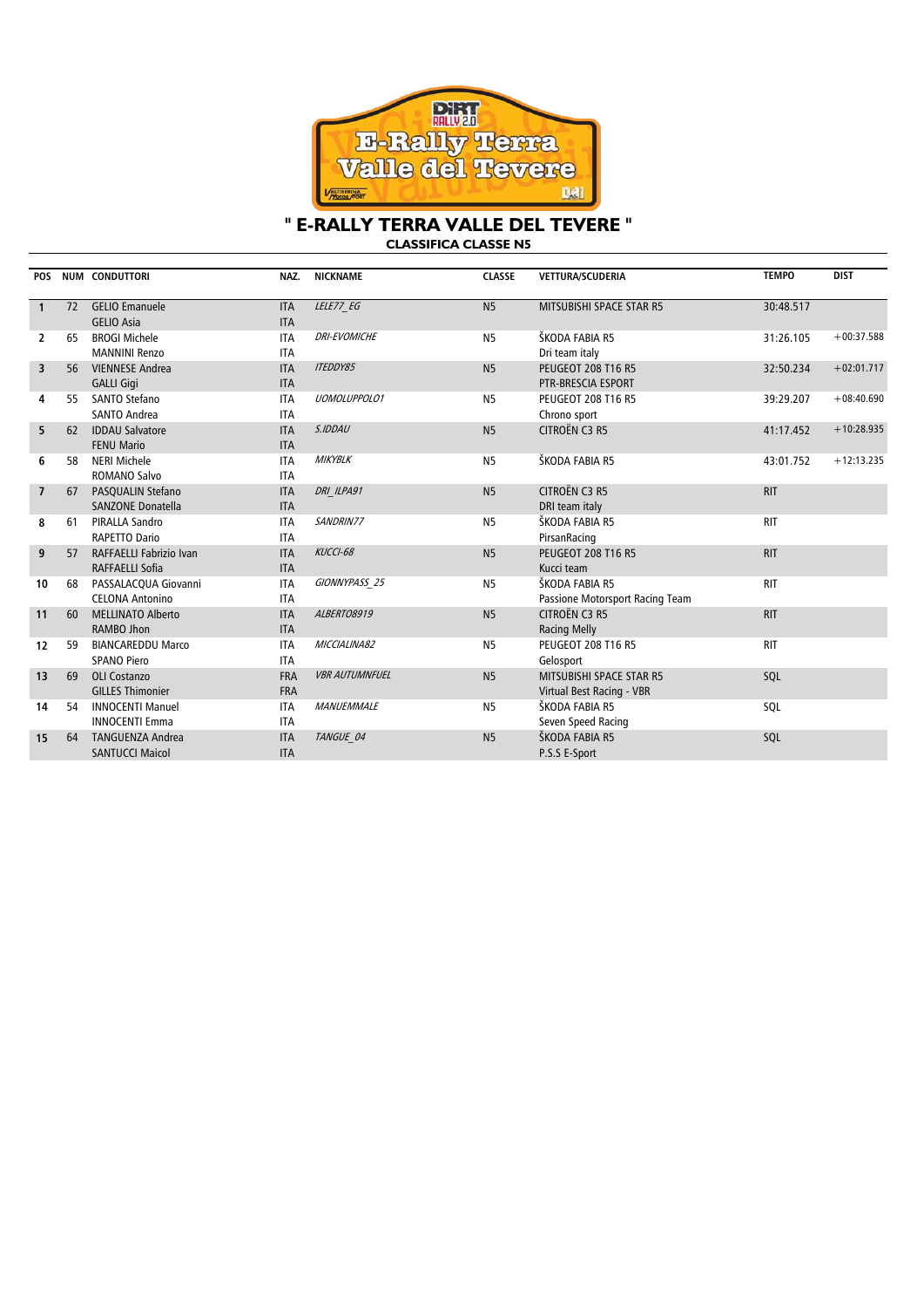# " E-RALLY TERRA VALLE DEL TEVERE "

## CLASSIFICA CLASSE N5

| POS | NUM | CONDUTTORI | NAZ. | NICKNAME | CLASSE | VETTURA/SCUDERIA | TEMPO | DIST |
|---|---|---|---|---|---|---|---|---|
| 1 | 72 | GELIO Emanuele<br>GELIO Asia | ITA<br>ITA | *LELE77_EG* | N5 | MITSUBISHI SPACE STAR R5 | 30:48.517 | |
| 2 | 65 | BROGI Michele<br>MANNINI Renzo | ITA<br>ITA | *DRI-EVOMICHE* | N5 | ŠKODA FABIA R5<br>Dri team italy | 31:26.105 | +00:37.588 |
| 3 | 56 | VIENNESE Andrea<br>GALLI Gigi | ITA<br>ITA | *ITEDDY85* | N5 | PEUGEOT 208 T16 R5<br>PTR-BRESCIA ESPORT | 32:50.234 | +02:01.717 |
| 4 | 55 | SANTO Stefano<br>SANTO Andrea | ITA<br>ITA | *UOMOLUPPOLO1* | N5 | PEUGEOT 208 T16 R5<br>Chrono sport | 39:29.207 | +08:40.690 |
| 5 | 62 | IDDAU Salvatore<br>FENU Mario | ITA<br>ITA | *S.IDDAU* | N5 | CITROËN C3 R5 | 41:17.452 | +10:28.935 |
| 6 | 58 | NERI Michele<br>ROMANO Salvo | ITA<br>ITA | *MIKYBLK* | N5 | ŠKODA FABIA R5 | 43:01.752 | +12:13.235 |
| 7 | 67 | PASQUALIN Stefano<br>SANZONE Donatella | ITA<br>ITA | *DRI_ILPA91* | N5 | CITROËN C3 R5<br>DRI team italy | RIT | |
| 8 | 61 | PIRALLA Sandro<br>RAPETTO Dario | ITA<br>ITA | *SANDRIN77* | N5 | ŠKODA FABIA R5<br>PirsanRacing | RIT | |
| 9 | 57 | RAFFAELLI Fabrizio Ivan<br>RAFFAELLI Sofia | ITA<br>ITA | *KUCCI-68* | N5 | PEUGEOT 208 T16 R5<br>Kucci team | RIT | |
| 10 | 68 | PASSALACQUA Giovanni<br>CELONA Antonino | ITA<br>ITA | *GIONNYPASS_25* | N5 | ŠKODA FABIA R5<br>Passione Motorsport Racing Team | RIT | |
| 11 | 60 | MELLINATO Alberto<br>RAMBO Jhon | ITA<br>ITA | *ALBERTO8919* | N5 | CITROËN C3 R5<br>Racing Melly | RIT | |
| 12 | 59 | BIANCAREDDU Marco<br>SPANO Piero | ITA<br>ITA | *MICCIALINA82* | N5 | PEUGEOT 208 T16 R5<br>Gelosport | RIT | |
| 13 | 69 | OLI Costanzo<br>GILLES Thimonier | FRA<br>FRA | *VBR AUTUMNFUEL* | N5 | MITSUBISHI SPACE STAR R5<br>Virtual Best Racing - VBR | SQL | |
| 14 | 54 | INNOCENTI Manuel<br>INNOCENTI Emma | ITA<br>ITA | *MANUEMMALE* | N5 | ŠKODA FABIA R5<br>Seven Speed Racing | SQL | |
| 15 | 64 | TANGUENZA Andrea<br>SANTUCCI Maicol | ITA<br>ITA | *TANGUE_04* | N5 | ŠKODA FABIA R5<br>P.S.S E-Sport | SQL | |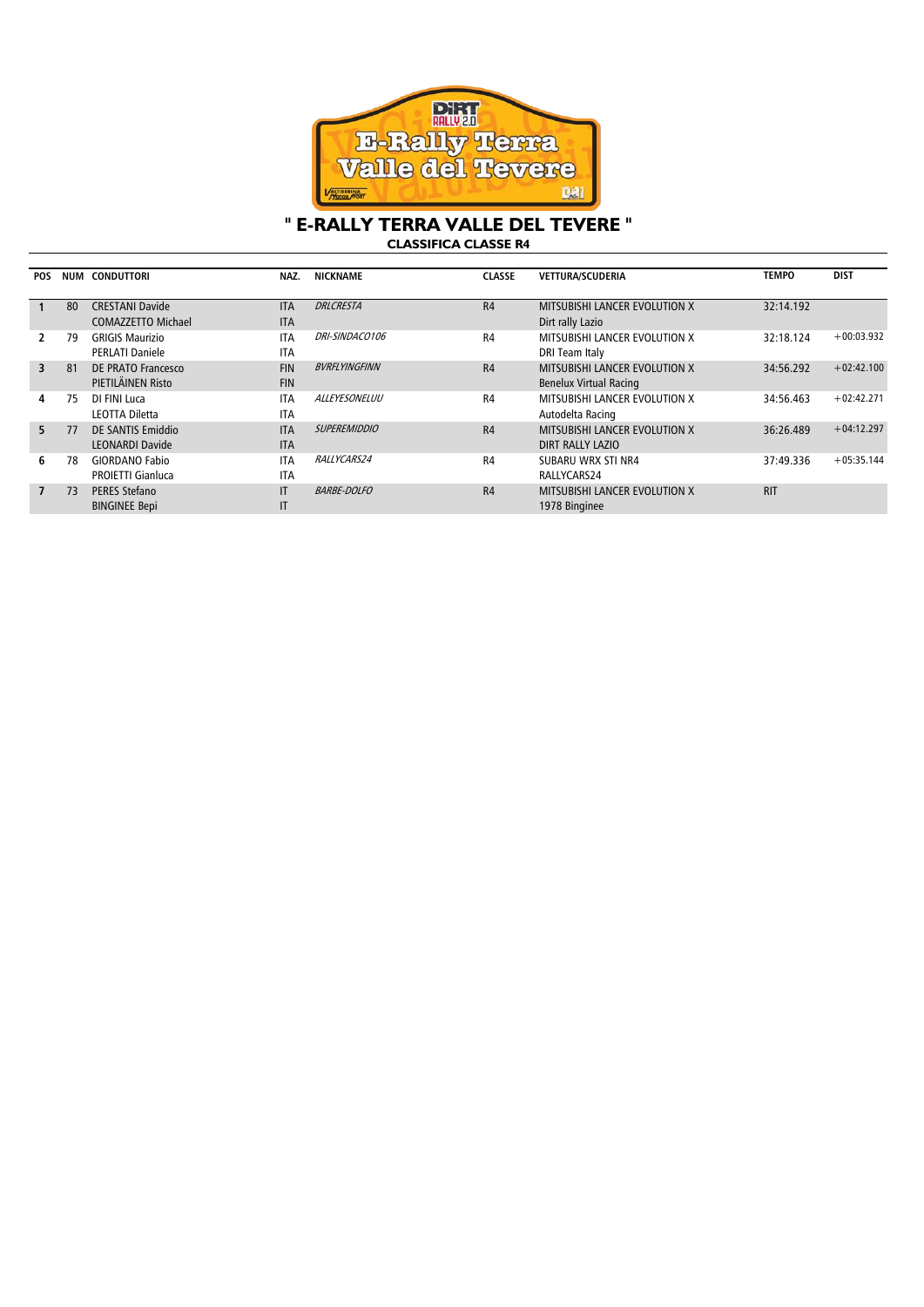# " E-RALLY TERRA VALLE DEL TEVERE "

## CLASSIFICA CLASSE R4

| POS | NUM | CONDUTTORI | NAZ. | NICKNAME | CLASSE | VETTURA/SCUDERIA | TEMPO | DIST |
|---|---|---|---|---|---|---|---|---|
| 1 | 80 | CRESTANI Davide<br>COMAZZETTO Michael | ITA<br>ITA | *DRLCRESTA* | R4 | MITSUBISHI LANCER EVOLUTION X<br>Dirt rally Lazio | 32:14.192 | |
| 2 | 79 | GRIGIS Maurizio<br>PERLATI Daniele | ITA<br>ITA | *DRI-SINDACO106* | R4 | MITSUBISHI LANCER EVOLUTION X<br>DRI Team Italy | 32:18.124 | +00:03.932 |
| 3 | 81 | DE PRATO Francesco<br>PIETILÄINEN Risto | FIN<br>FIN | *BVRFLYINGFINN* | R4 | MITSUBISHI LANCER EVOLUTION X<br>Benelux Virtual Racing | 34:56.292 | +02:42.100 |
| 4 | 75 | DI FINI Luca<br>LEOTTA Diletta | ITA<br>ITA | *ALLEYESONELUU* | R4 | MITSUBISHI LANCER EVOLUTION X<br>Autodelta Racing | 34:56.463 | +02:42.271 |
| 5 | 77 | DE SANTIS Emiddio<br>LEONARDI Davide | ITA<br>ITA | *SUPEREMIDDIO* | R4 | MITSUBISHI LANCER EVOLUTION X<br>DIRT RALLY LAZIO | 36:26.489 | +04:12.297 |
| 6 | 78 | GIORDANO Fabio<br>PROIETTI Gianluca | ITA<br>ITA | *RALLYCARS24* | R4 | SUBARU WRX STI NR4<br>RALLYCARS24 | 37:49.336 | +05:35.144 |
| 7 | 73 | PERES Stefano<br>BINGINEE Bepi | IT<br>IT | *BARBE-DOLFO* | R4 | MITSUBISHI LANCER EVOLUTION X<br>1978 Binginee | RIT | |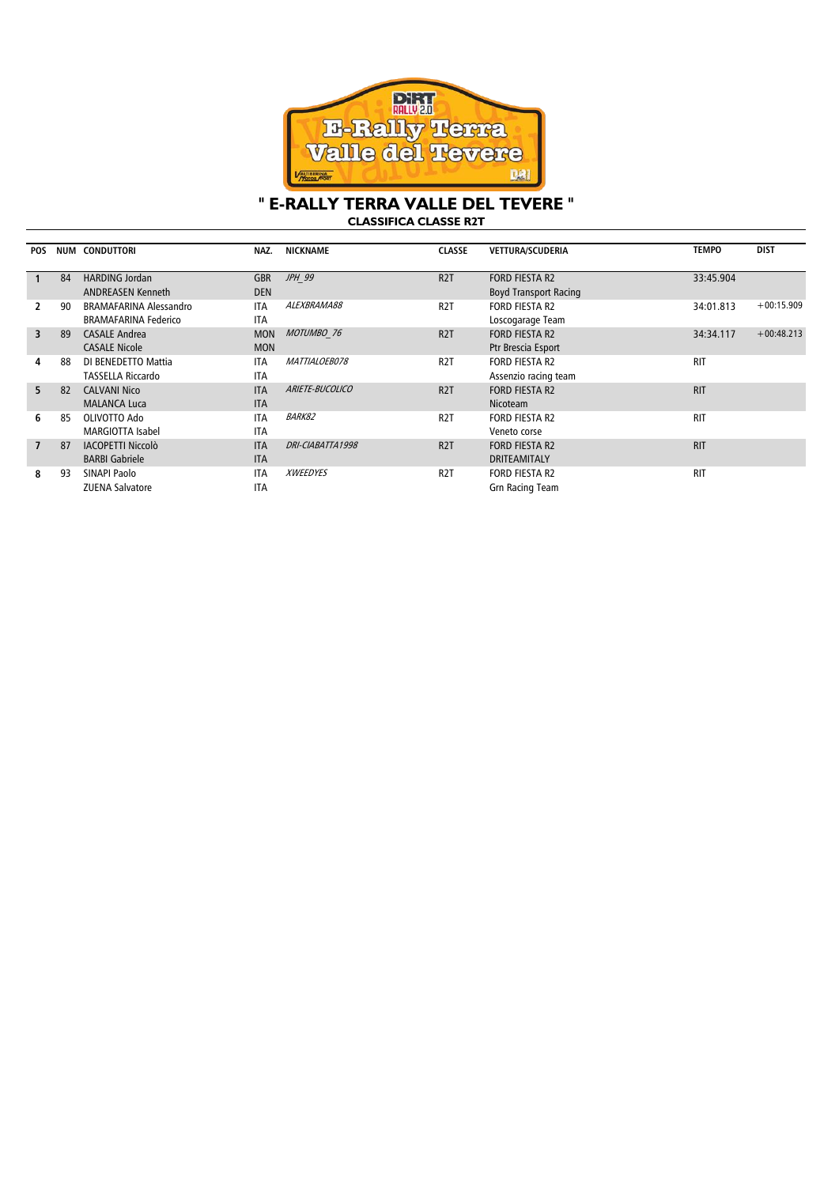# " E-RALLY TERRA VALLE DEL TEVERE "

## CLASSIFICA CLASSE R2T

| POS | NUM | CONDUTTORI | NAZ. | NICKNAME | CLASSE | VETTURA/SCUDERIA | TEMPO | DIST |
|---|---|---|---|---|---|---|---|---|
| 1 | 84 | HARDING Jordan<br>ANDREASEN Kenneth | GBR<br>DEN | *JPH_99* | R2T | FORD FIESTA R2<br>Boyd Transport Racing | 33:45.904 | |
| 2 | 90 | BRAMAFARINA Alessandro<br>BRAMAFARINA Federico | ITA<br>ITA | *ALEXBRAMA88* | R2T | FORD FIESTA R2<br>Loscogarage Team | 34:01.813 | +00:15.909 |
| 3 | 89 | CASALE Andrea<br>CASALE Nicole | MON<br>MON | *MOTUMBO_76* | R2T | FORD FIESTA R2<br>Ptr Brescia Esport | 34:34.117 | +00:48.213 |
| 4 | 88 | DI BENEDETTO Mattia<br>TASSELLA Riccardo | ITA<br>ITA | *MATTIALOEB078* | R2T | FORD FIESTA R2<br>Assenzio racing team | RIT | |
| 5 | 82 | CALVANI Nico<br>MALANCA Luca | ITA<br>ITA | *ARIETE-BUCOLICO* | R2T | FORD FIESTA R2<br>Nicoteam | RIT | |
| 6 | 85 | OLIVOTTO Ado<br>MARGIOTTA Isabel | ITA<br>ITA | *BARK82* | R2T | FORD FIESTA R2<br>Veneto corse | RIT | |
| 7 | 87 | IACOPETTI Niccolò<br>BARBI Gabriele | ITA<br>ITA | *DRI-CIABATTA1998* | R2T | FORD FIESTA R2<br>DRITEAMITALY | RIT | |
| 8 | 93 | SINAPI Paolo<br>ZUENA Salvatore | ITA<br>ITA | *XWEEDYES* | R2T | FORD FIESTA R2<br>Grn Racing Team | RIT | |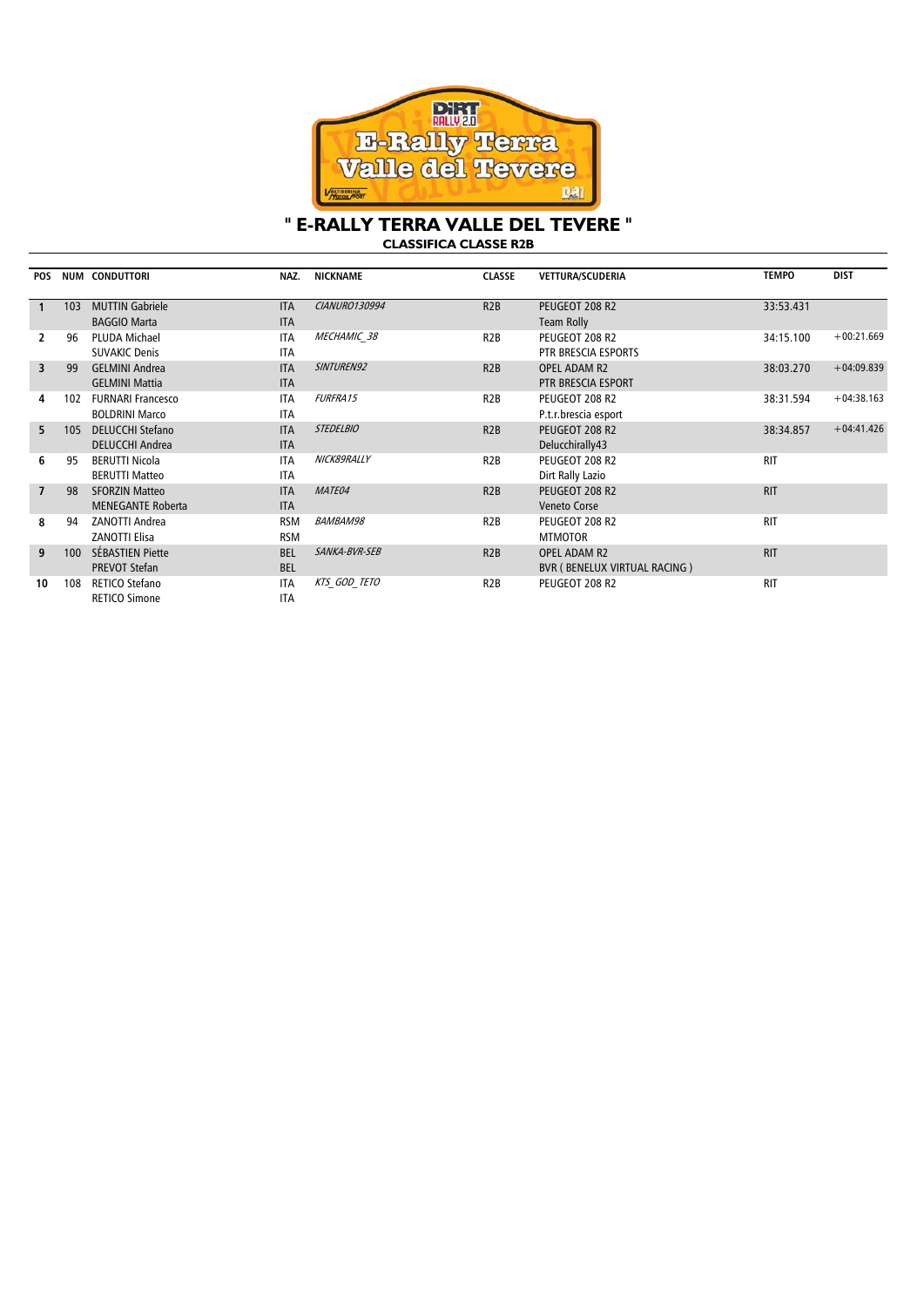# " E-RALLY TERRA VALLE DEL TEVERE "

## CLASSIFICA CLASSE R2B

| POS | NUM | CONDUTTORI | NAZ. | NICKNAME | CLASSE | VETTURA/SCUDERIA | TEMPO | DIST |
|---|---|---|---|---|---|---|---|---|
| 1 | 103 | MUTTIN Gabriele<br>BAGGIO Marta | ITA<br>ITA | *CIANURO130994* | R2B | PEUGEOT 208 R2<br>Team Rolly | 33:53.431 | |
| 2 | 96 | PLUDA Michael<br>SUVAKIC Denis | ITA<br>ITA | *MECHAMIC_38* | R2B | PEUGEOT 208 R2<br>PTR BRESCIA ESPORTS | 34:15.100 | +00:21.669 |
| 3 | 99 | GELMINI Andrea<br>GELMINI Mattia | ITA<br>ITA | *SINTUREN92* | R2B | OPEL ADAM R2<br>PTR BRESCIA ESPORT | 38:03.270 | +04:09.839 |
| 4 | 102 | FURNARI Francesco<br>BOLDRINI Marco | ITA<br>ITA | *FURFRA15* | R2B | PEUGEOT 208 R2<br>P.t.r.brescia esport | 38:31.594 | +04:38.163 |
| 5 | 105 | DELUCCHI Stefano<br>DELUCCHI Andrea | ITA<br>ITA | *STEDELBIO* | R2B | PEUGEOT 208 R2<br>Delucchirally43 | 38:34.857 | +04:41.426 |
| 6 | 95 | BERUTTI Nicola<br>BERUTTI Matteo | ITA<br>ITA | *NICK89RALLY* | R2B | PEUGEOT 208 R2<br>Dirt Rally Lazio | RIT | |
| 7 | 98 | SFORZIN Matteo<br>MENEGANTE Roberta | ITA<br>ITA | *MATE04* | R2B | PEUGEOT 208 R2<br>Veneto Corse | RIT | |
| 8 | 94 | ZANOTTI Andrea<br>ZANOTTI Elisa | RSM<br>RSM | *BAMBAM98* | R2B | PEUGEOT 208 R2<br>MTMOTOR | RIT | |
| 9 | 100 | SÉBASTIEN Piette<br>PREVOT Stefan | BEL<br>BEL | *SANKA-BVR-SEB* | R2B | OPEL ADAM R2<br>BVR ( BENELUX VIRTUAL RACING ) | RIT | |
| 10 | 108 | RETICO Stefano<br>RETICO Simone | ITA<br>ITA | *KTS_GOD_TETO* | R2B | PEUGEOT 208 R2 | RIT | |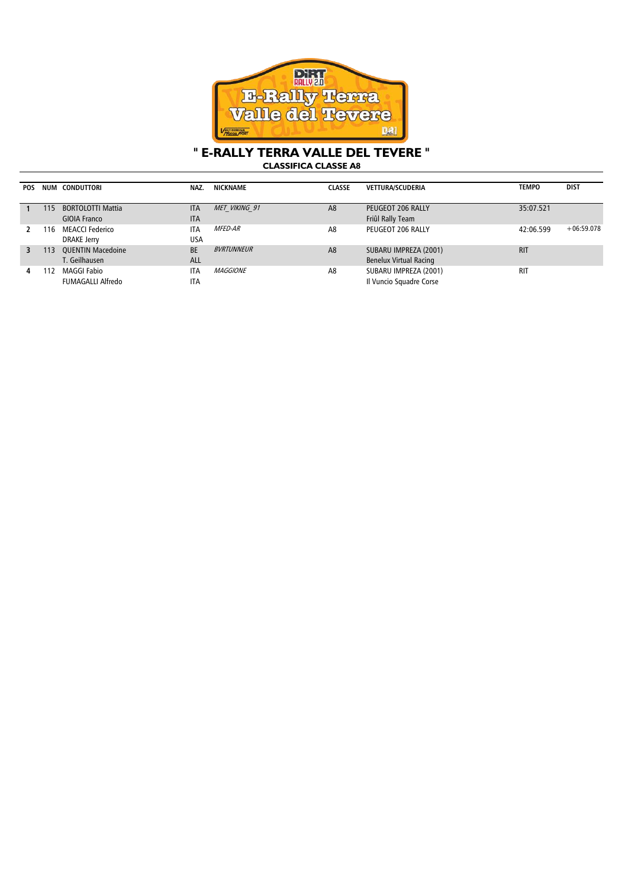# " E-RALLY TERRA VALLE DEL TEVERE "

## CLASSIFICA CLASSE A8

| POS | NUM | CONDUTTORI | NAZ. | NICKNAME | CLASSE | VETTURA/SCUDERIA | TEMPO | DIST |
|---|---|---|---|---|---|---|---|---|
| 1 | 115 | BORTOLOTTI Mattia<br>GIOIA Franco | ITA<br>ITA | *MET_VIKING_91* | A8 | PEUGEOT 206 RALLY<br>Friûl Rally Team | 35:07.521 | |
| 2 | 116 | MEACCI Federico<br>DRAKE Jerry | ITA<br>USA | *MFED-AR* | A8 | PEUGEOT 206 RALLY | 42:06.599 | +06:59.078 |
| 3 | 113 | QUENTIN Macedoine<br>T. Geilhausen | BE<br>ALL | *BVRTUNNEUR* | A8 | SUBARU IMPREZA (2001)<br>Benelux Virtual Racing | RIT | |
| 4 | 112 | MAGGI Fabio<br>FUMAGALLI Alfredo | ITA<br>ITA | *MAGGIONE* | A8 | SUBARU IMPREZA (2001)<br>Il Vuncio Squadre Corse | RIT | |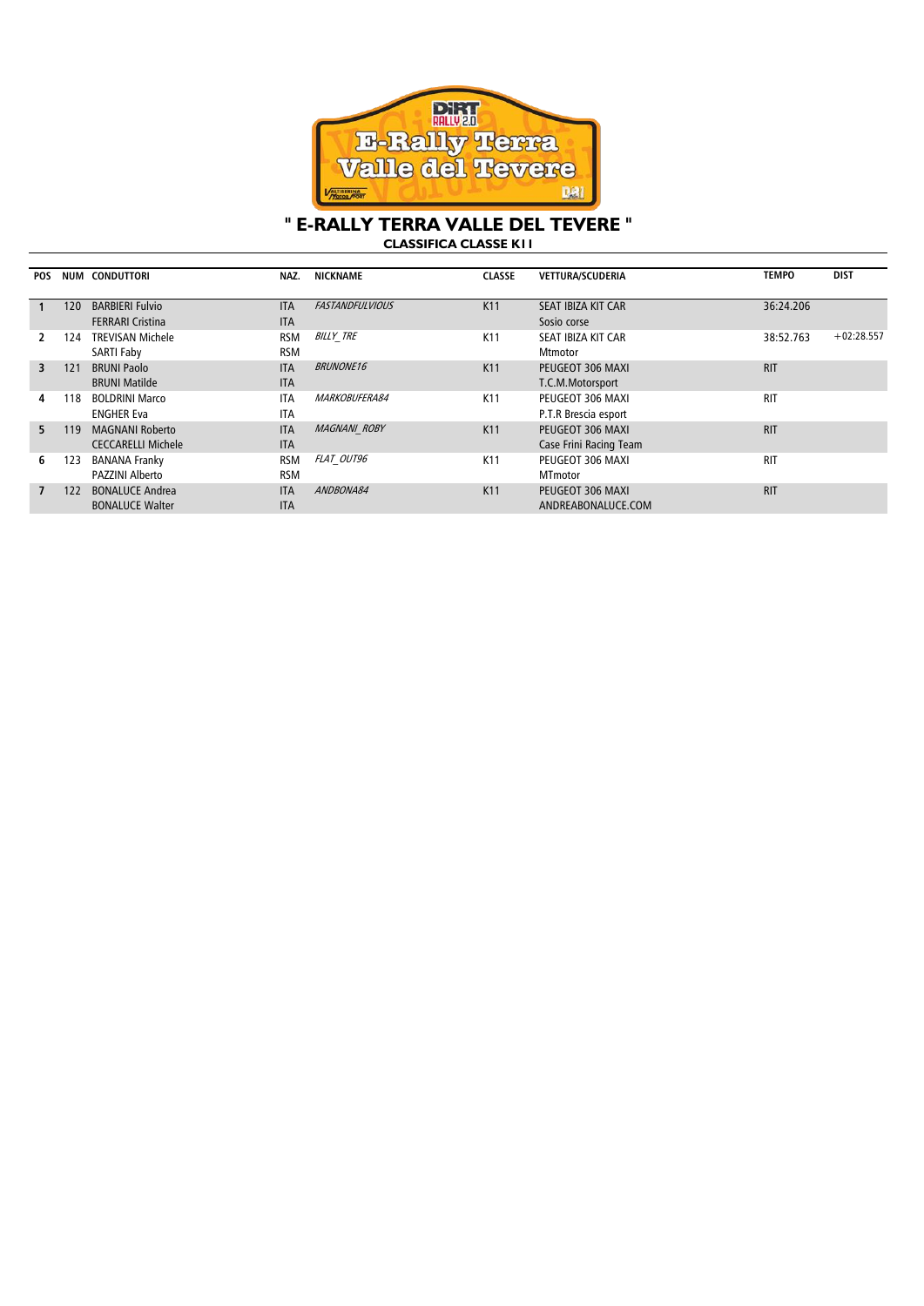# " E-RALLY TERRA VALLE DEL TEVERE "

## CLASSIFICA CLASSE K11

| POS | NUM | CONDUTTORI | NAZ. | NICKNAME | CLASSE | VETTURA/SCUDERIA | TEMPO | DIST |
|---|---|---|---|---|---|---|---|---|
| 1 | 120 | BARBIERI Fulvio<br>FERRARI Cristina | ITA<br>ITA | *FASTANDFULVIOUS* | K11 | SEAT IBIZA KIT CAR<br>Sosio corse | 36:24.206 | |
| 2 | 124 | TREVISAN Michele<br>SARTI Faby | RSM<br>RSM | *BILLY_TRE* | K11 | SEAT IBIZA KIT CAR<br>Mtmotor | 38:52.763 | +02:28.557 |
| 3 | 121 | BRUNI Paolo<br>BRUNI Matilde | ITA<br>ITA | *BRUNONE16* | K11 | PEUGEOT 306 MAXI<br>T.C.M.Motorsport | RIT | |
| 4 | 118 | BOLDRINI Marco<br>ENGHER Eva | ITA<br>ITA | *MARKOBUFERA84* | K11 | PEUGEOT 306 MAXI<br>P.T.R Brescia esport | RIT | |
| 5 | 119 | MAGNANI Roberto<br>CECCARELLI Michele | ITA<br>ITA | *MAGNANI_ROBY* | K11 | PEUGEOT 306 MAXI<br>Case Frini Racing Team | RIT | |
| 6 | 123 | BANANA Franky<br>PAZZINI Alberto | RSM<br>RSM | *FLAT_OUT96* | K11 | PEUGEOT 306 MAXI<br>MTmotor | RIT | |
| 7 | 122 | BONALUCE Andrea<br>BONALUCE Walter | ITA<br>ITA | *ANDBONA84* | K11 | PEUGEOT 306 MAXI<br>ANDREABONALUCE.COM | RIT | |